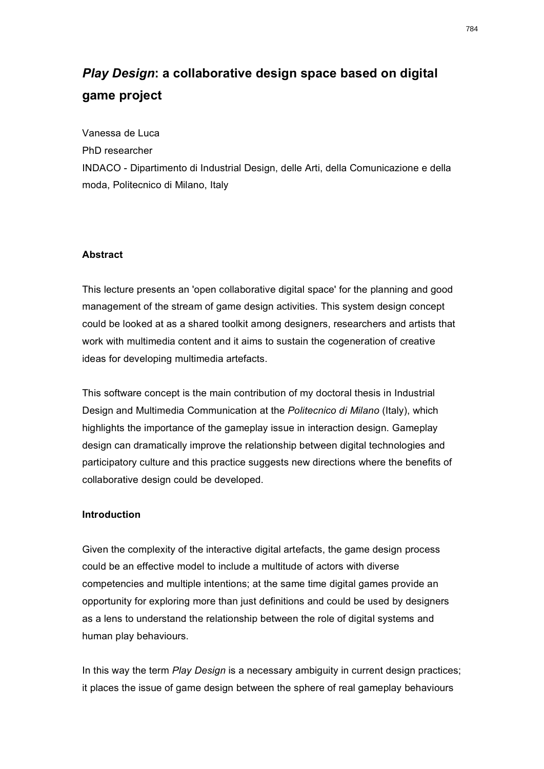# *Play Design*: a collaborative design space based on digital game project

Vanessa de Luca

PhD researcher

INDACO - Dipartimento di Industrial Design, delle Arti, della Comunicazione e della moda, Politecnico di Milano, Italy

## Abstract

This lecture presents an 'open collaborative digital space' for the planning and good management of the stream of game design activities. This system design concept could be looked at as a shared toolkit among designers, researchers and artists that work with multimedia content and it aims to sustain the cogeneration of creative ideas for developing multimedia artefacts.

This software concept is the main contribution of my doctoral thesis in Industrial Design and Multimedia Communication at the *Politecnico di Milano* (Italy), which highlights the importance of the gameplay issue in interaction design. Gameplay design can dramatically improve the relationship between digital technologies and participatory culture and this practice suggests new directions where the benefits of collaborative design could be developed.

## Introduction

Given the complexity of the interactive digital artefacts, the game design process could be an effective model to include a multitude of actors with diverse competencies and multiple intentions; at the same time digital games provide an opportunity for exploring more than just definitions and could be used by designers as a lens to understand the relationship between the role of digital systems and human play behaviours.

In this way the term *Play Design* is a necessary ambiguity in current design practices; it places the issue of game design between the sphere of real gameplay behaviours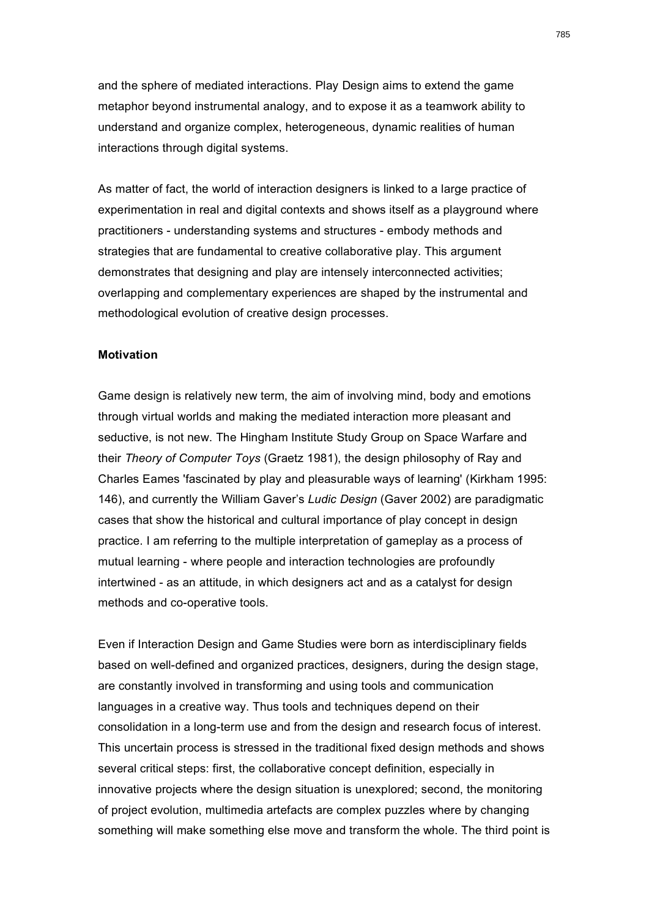and the sphere of mediated interactions. Play Design aims to extend the game metaphor beyond instrumental analogy, and to expose it as a teamwork ability to understand and organize complex, heterogeneous, dynamic realities of human interactions through digital systems.

As matter of fact, the world of interaction designers is linked to a large practice of experimentation in real and digital contexts and shows itself as a playground where practitioners - understanding systems and structures - embody methods and strategies that are fundamental to creative collaborative play. This argument demonstrates that designing and play are intensely interconnected activities; overlapping and complementary experiences are shaped by the instrumental and methodological evolution of creative design processes.

**Motivation**

Game design is relatively new term, the aim of involving mind, body and emotions through virtual worlds and making the mediated interaction more pleasant and seductive, is not new. The Hingham Institute Study Group on Space Warfare and their *Theory of Computer Toys* (Graetz 1981), the design philosophy of Ray and Charles Eames 'fascinated by play and pleasurable ways of learning' (Kirkham 1995: 146), and currently the William Gaver's *Ludic Design* (Gaver 2002) are paradigmatic cases that show the historical and cultural importance of play concept in design practice. I am referring to the multiple interpretation of gameplay as a process of mutual learning - where people and interaction technologies are profoundly intertwined - as an attitude, in which designers act and as a catalyst for design methods and co-operative tools.

Even if Interaction Design and Game Studies were born as interdisciplinary fields based on well-defined and organized practices, designers, during the design stage, are constantly involved in transforming and using tools and communication languages in a creative way. Thus tools and techniques depend on their consolidation in a long-term use and from the design and research focus of interest. This uncertain process is stressed in the traditional fixed design methods and shows several critical steps: first, the collaborative concept definition, especially in innovative projects where the design situation is unexplored; second, the monitoring of project evolution, multimedia artefacts are complex puzzles where by changing something will make something else move and transform the whole. The third point is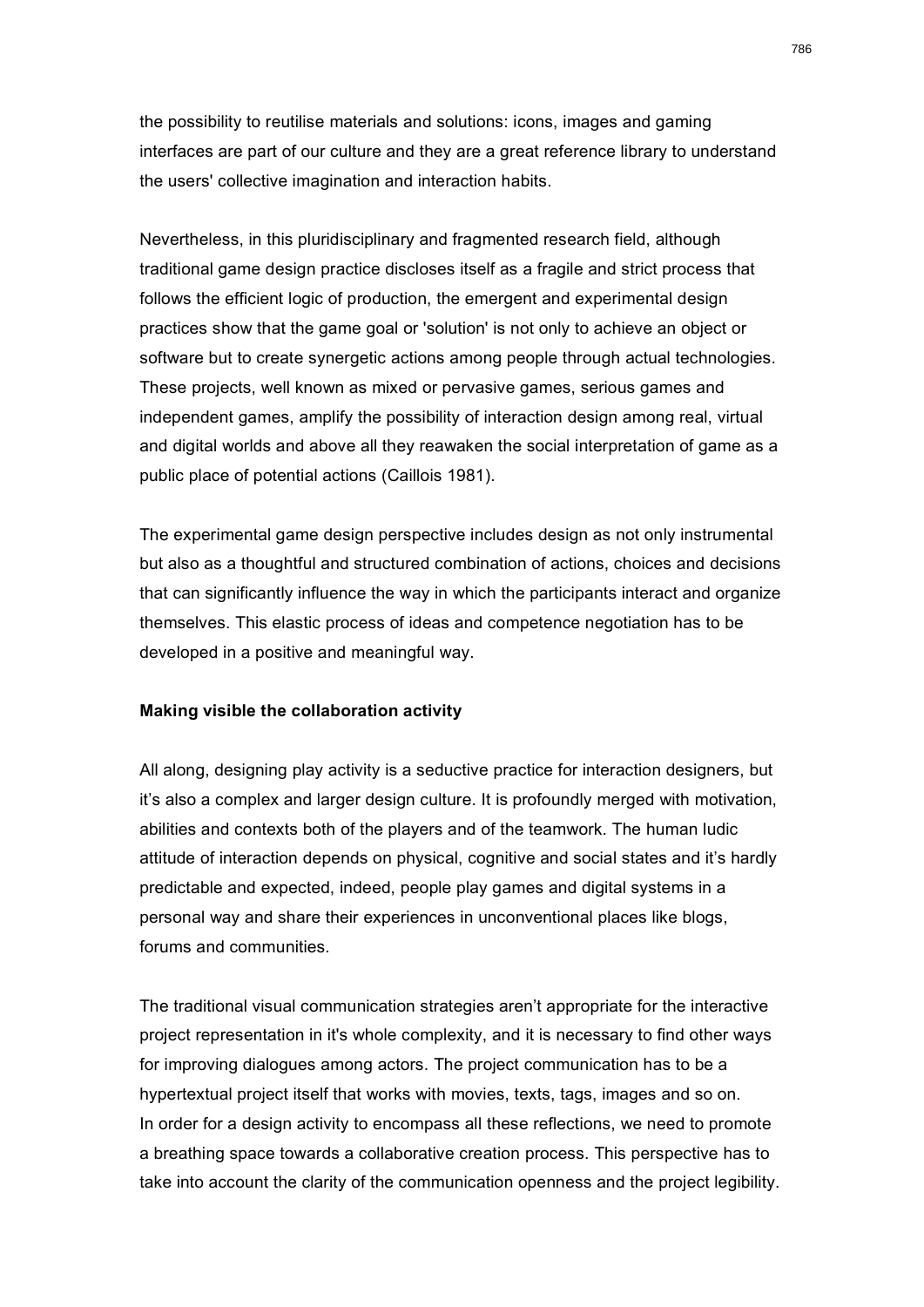the possibility to reutilise materials and solutions: icons, images and gaming interfaces are part of our culture and they are a great reference library to understand the users' collective imagination and interaction habits.

Nevertheless, in this pluridisciplinary and fragmented research field, although traditional game design practice discloses itself as a fragile and strict process that follows the efficient logic of production, the emergent and experimental design practices show that the game goal or 'solution' is not only to achieve an object or software but to create synergetic actions among people through actual technologies. These projects, well known as mixed or pervasive games, serious games and independent games, amplify the possibility of interaction design among real, virtual and digital worlds and above all they reawaken the social interpretation of game as a public place of potential actions (Caillois 1981).

The experimental game design perspective includes design as not only instrumental but also as a thoughtful and structured combination of actions, choices and decisions that can significantly influence the way in which the participants interact and organize themselves. This elastic process of ideas and competence negotiation has to be developed in a positive and meaningful way.

**Making visible the collaboration activity**

All along, designing play activity is a seductive practice for interaction designers, but it's also a complex and larger design culture. It is profoundly merged with motivation, abilities and contexts both of the players and of the teamwork. The human ludic attitude of interaction depends on physical, cognitive and social states and it's hardly predictable and expected, indeed, people play games and digital systems in a personal way and share their experiences in unconventional places like blogs, forums and communities.

The traditional visual communication strategies aren't appropriate for the interactive project representation in it's whole complexity, and it is necessary to find other ways for improving dialogues among actors. The project communication has to be a hypertextual project itself that works with movies, texts, tags, images and so on. In order for a design activity to encompass all these reflections, we need to promote a breathing space towards a collaborative creation process. This perspective has to take into account the clarity of the communication openness and the project legibility.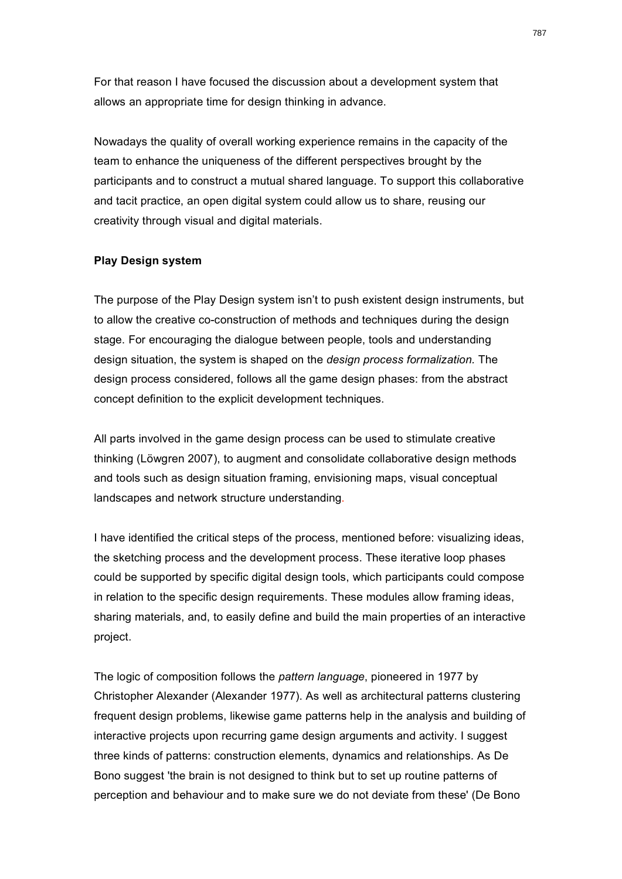For that reason I have focused the discussion about a development system that allows an appropriate time for design thinking in advance.

Nowadays the quality of overall working experience remains in the capacity of the team to enhance the uniqueness of the different perspectives brought by the participants and to construct a mutual shared language. To support this collaborative and tacit practice, an open digital system could allow us to share, reusing our creativity through visual and digital materials.

**Play Design system**

The purpose of the Play Design system isn't to push existent design instruments, but to allow the creative co-construction of methods and techniques during the design stage. For encouraging the dialogue between people, tools and understanding design situation, the system is shaped on the *design process formalization.* The design process considered, follows all the game design phases: from the abstract concept definition to the explicit development techniques.

All parts involved in the game design process can be used to stimulate creative thinking (Löwgren 2007), to augment and consolidate collaborative design methods and tools such as design situation framing, envisioning maps, visual conceptual landscapes and network structure understanding.

I have identified the critical steps of the process, mentioned before: visualizing ideas, the sketching process and the development process. These iterative loop phases could be supported by specific digital design tools, which participants could compose in relation to the specific design requirements. These modules allow framing ideas, sharing materials, and, to easily define and build the main properties of an interactive project.

The logic of composition follows the *pattern language*, pioneered in 1977 by Christopher Alexander (Alexander 1977). As well as architectural patterns clustering frequent design problems, likewise game patterns help in the analysis and building of interactive projects upon recurring game design arguments and activity. I suggest three kinds of patterns: construction elements, dynamics and relationships. As De Bono suggest 'the brain is not designed to think but to set up routine patterns of perception and behaviour and to make sure we do not deviate from these' (De Bono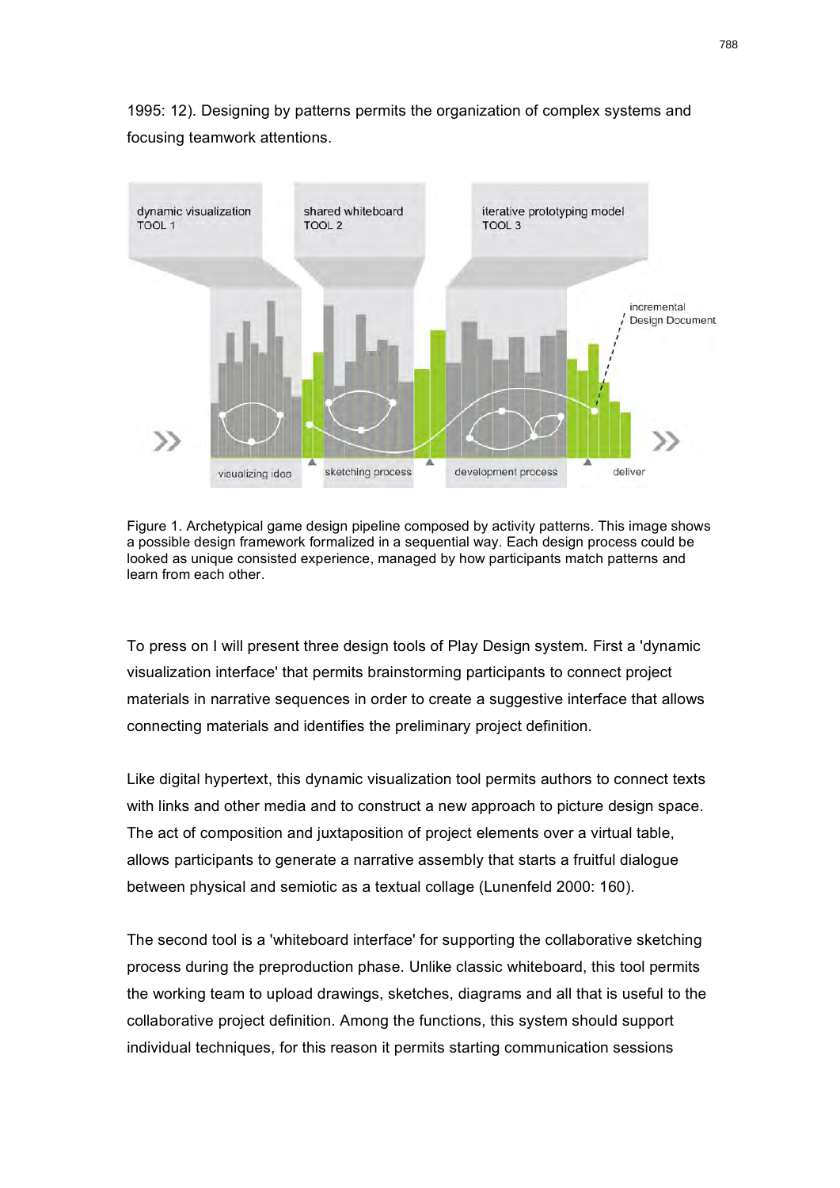1995: 12). Designing by patterns permits the organization of complex systems and focusing teamwork attentions.

dynamic visualization
TOOL 1

shared whiteboard
TOOL 2

iterative prototyping model
TOOL 3

incremental
Design Document

visualizing idea

sketching process

development process

deliver

Figure 1. Archetypical game design pipeline composed by activity patterns. This image shows a possible design framework formalized in a sequential way. Each design process could be looked as unique consisted experience, managed by how participants match patterns and learn from each other.

To press on I will present three design tools of Play Design system. First a 'dynamic visualization interface' that permits brainstorming participants to connect project materials in narrative sequences in order to create a suggestive interface that allows connecting materials and identifies the preliminary project definition.

Like digital hypertext, this dynamic visualization tool permits authors to connect texts with links and other media and to construct a new approach to picture design space. The act of composition and juxtaposition of project elements over a virtual table, allows participants to generate a narrative assembly that starts a fruitful dialogue between physical and semiotic as a textual collage (Lunenfeld 2000: 160).

The second tool is a 'whiteboard interface' for supporting the collaborative sketching process during the preproduction phase. Unlike classic whiteboard, this tool permits the working team to upload drawings, sketches, diagrams and all that is useful to the collaborative project definition. Among the functions, this system should support individual techniques, for this reason it permits starting communication sessions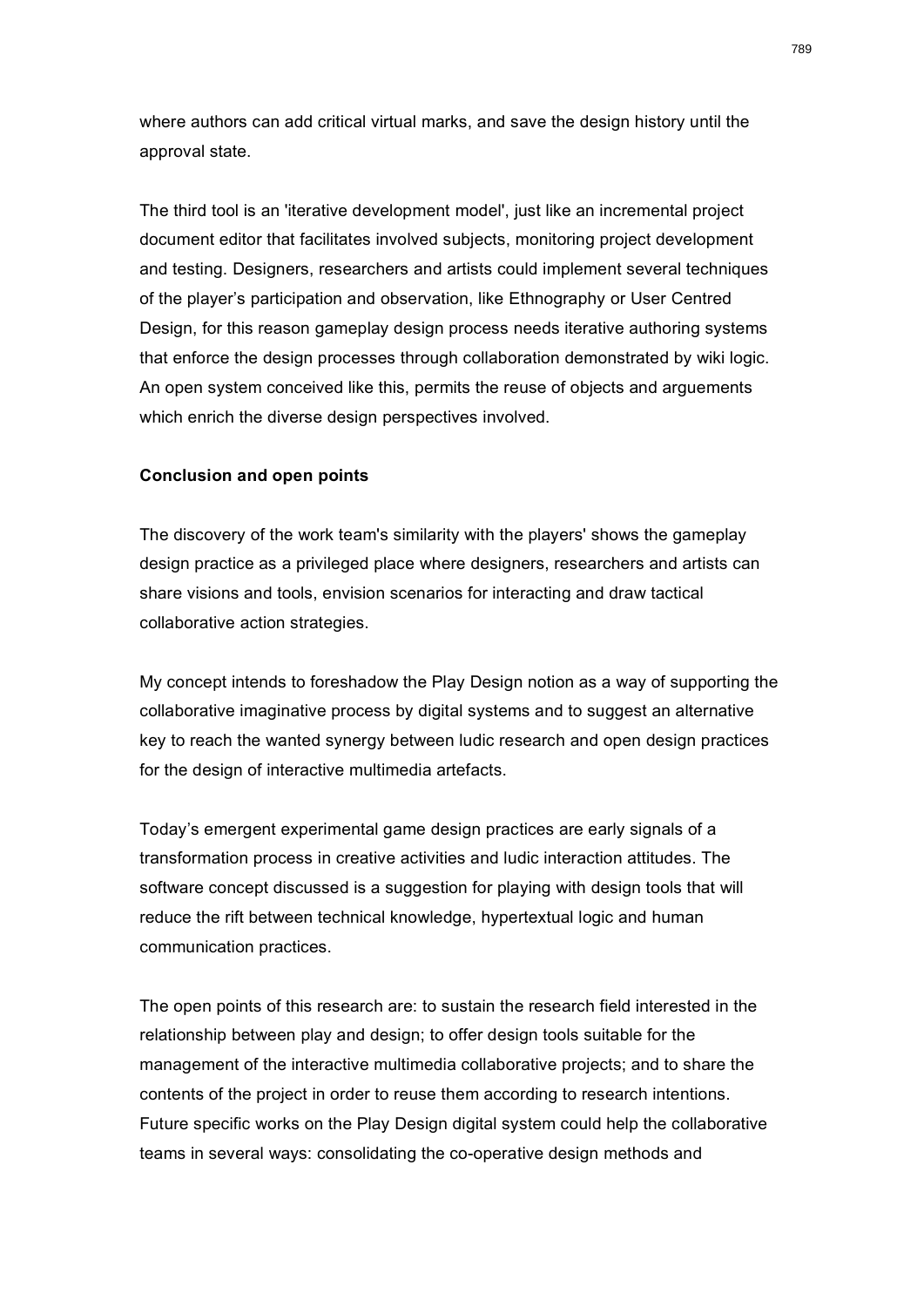where authors can add critical virtual marks, and save the design history until the approval state.

The third tool is an 'iterative development model', just like an incremental project document editor that facilitates involved subjects, monitoring project development and testing. Designers, researchers and artists could implement several techniques of the player's participation and observation, like Ethnography or User Centred Design, for this reason gameplay design process needs iterative authoring systems that enforce the design processes through collaboration demonstrated by wiki logic. An open system conceived like this, permits the reuse of objects and arguements which enrich the diverse design perspectives involved.

**Conclusion and open points**

The discovery of the work team's similarity with the players' shows the gameplay design practice as a privileged place where designers, researchers and artists can share visions and tools, envision scenarios for interacting and draw tactical collaborative action strategies.

My concept intends to foreshadow the Play Design notion as a way of supporting the collaborative imaginative process by digital systems and to suggest an alternative key to reach the wanted synergy between ludic research and open design practices for the design of interactive multimedia artefacts.

Today's emergent experimental game design practices are early signals of a transformation process in creative activities and ludic interaction attitudes. The software concept discussed is a suggestion for playing with design tools that will reduce the rift between technical knowledge, hypertextual logic and human communication practices.

The open points of this research are: to sustain the research field interested in the relationship between play and design; to offer design tools suitable for the management of the interactive multimedia collaborative projects; and to share the contents of the project in order to reuse them according to research intentions. Future specific works on the Play Design digital system could help the collaborative teams in several ways: consolidating the co-operative design methods and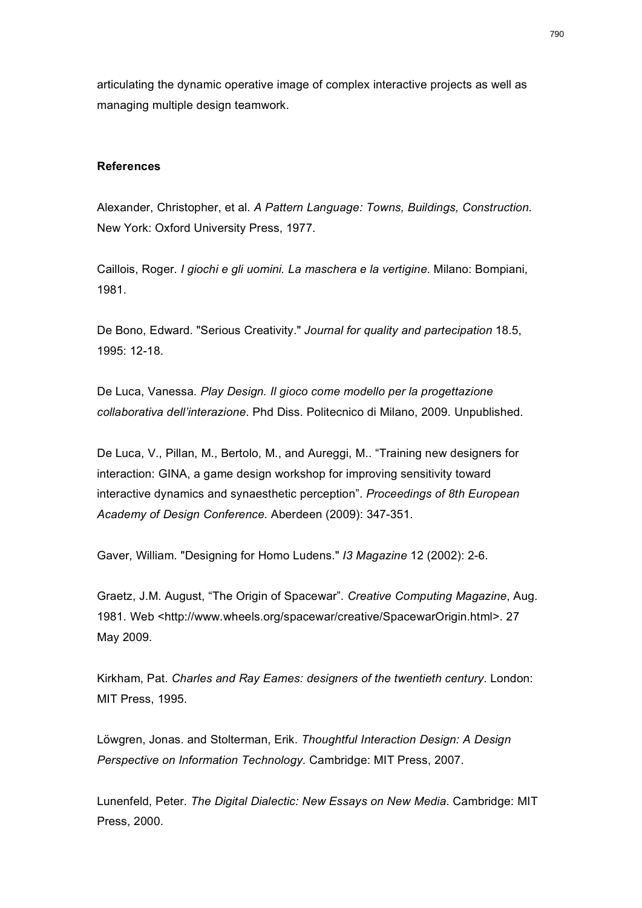articulating the dynamic operative image of complex interactive projects as well as managing multiple design teamwork.

**References**

Alexander, Christopher, et al. *A Pattern Language: Towns, Buildings, Construction*. New York: Oxford University Press, 1977.

Caillois, Roger. *I giochi e gli uomini. La maschera e la vertigine*. Milano: Bompiani, 1981.

De Bono, Edward. "Serious Creativity." *Journal for quality and partecipation* 18.5, 1995: 12-18.

De Luca, Vanessa. *Play Design. Il gioco come modello per la progettazione collaborativa dell'interazione*. Phd Diss. Politecnico di Milano, 2009. Unpublished.

De Luca, V., Pillan, M., Bertolo, M., and Aureggi, M.. "Training new designers for interaction: GINA, a game design workshop for improving sensitivity toward interactive dynamics and synaesthetic perception". *Proceedings of 8th European Academy of Design Conference*. Aberdeen (2009): 347-351.

Gaver, William. "Designing for Homo Ludens." *I3 Magazine* 12 (2002): 2-6.

Graetz, J.M. August, "The Origin of Spacewar". *Creative Computing Magazine*, Aug. 1981. Web <http://www.wheels.org/spacewar/creative/SpacewarOrigin.html>. 27 May 2009.

Kirkham, Pat. *Charles and Ray Eames: designers of the twentieth century*. London: MIT Press, 1995.

Löwgren, Jonas. and Stolterman, Erik. *Thoughtful Interaction Design: A Design Perspective on Information Technology*. Cambridge: MIT Press, 2007.

Lunenfeld, Peter. *The Digital Dialectic: New Essays on New Media*. Cambridge: MIT Press, 2000.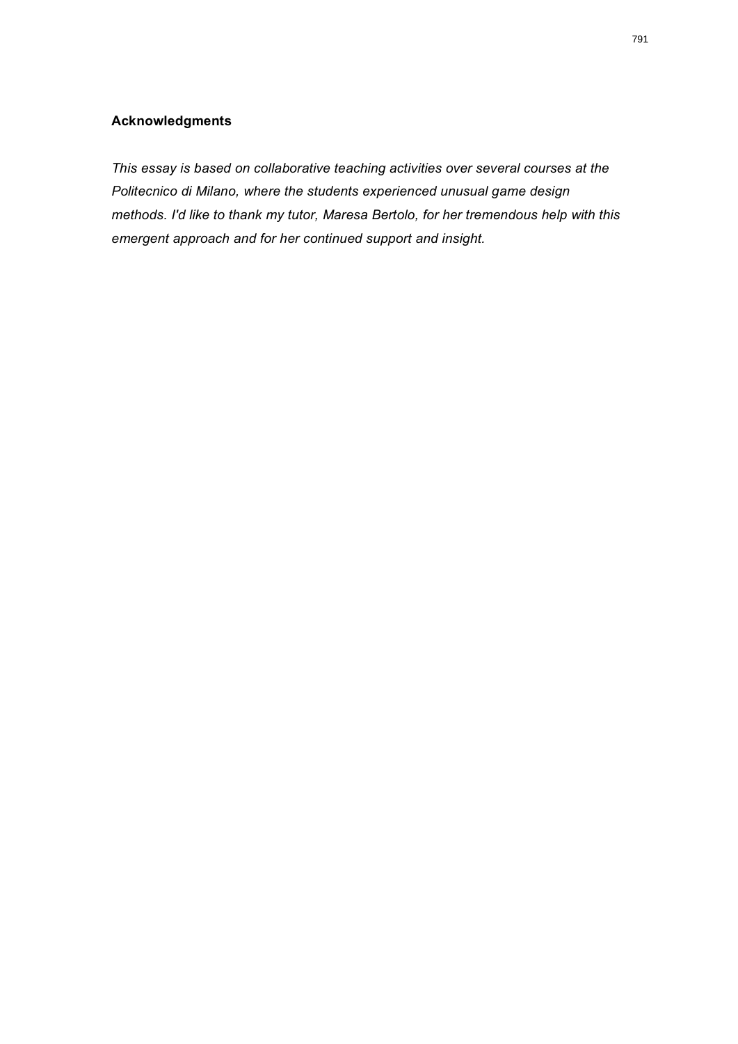### Acknowledgments

*This essay is based on collaborative teaching activities over several courses at the Politecnico di Milano, where the students experienced unusual game design methods. I'd like to thank my tutor, Maresa Bertolo, for her tremendous help with this emergent approach and for her continued support and insight.*